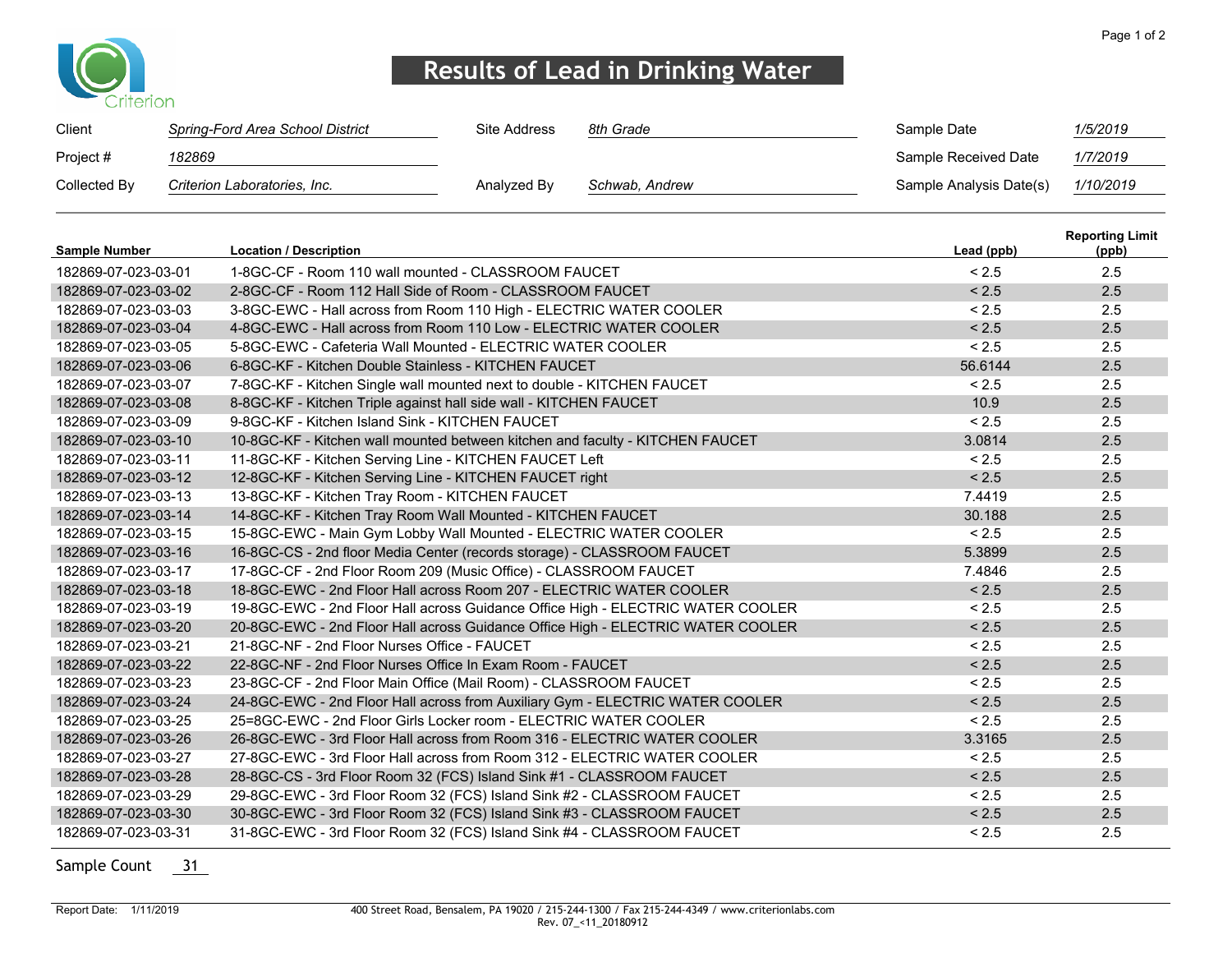# Results of Lead in Drinking Water

Criterion

| | | | | | |
|---|---|---|---|---|---|
| Client | *Spring-Ford Area School District* | Site Address | *8th Grade* | Sample Date | *1/5/2019* |
| Project # | *182869* | | | Sample Received Date | *1/7/2019* |
| Collected By | *Criterion Laboratories, Inc.* | Analyzed By | *Schwab, Andrew* | Sample Analysis Date(s) | *1/10/2019* |

| Sample Number | Location / Description | Lead (ppb) | Reporting Limit (ppb) |
|---|---|---|---|
| 182869-07-023-03-01 | 1-8GC-CF - Room 110 wall mounted - CLASSROOM FAUCET | < 2.5 | 2.5 |
| 182869-07-023-03-02 | 2-8GC-CF - Room 112 Hall Side of Room - CLASSROOM FAUCET | < 2.5 | 2.5 |
| 182869-07-023-03-03 | 3-8GC-EWC - Hall across from Room 110 High - ELECTRIC WATER COOLER | < 2.5 | 2.5 |
| 182869-07-023-03-04 | 4-8GC-EWC - Hall across from Room 110 Low - ELECTRIC WATER COOLER | < 2.5 | 2.5 |
| 182869-07-023-03-05 | 5-8GC-EWC - Cafeteria Wall Mounted - ELECTRIC WATER COOLER | < 2.5 | 2.5 |
| 182869-07-023-03-06 | 6-8GC-KF - Kitchen Double Stainless - KITCHEN FAUCET | 56.6144 | 2.5 |
| 182869-07-023-03-07 | 7-8GC-KF - Kitchen Single wall mounted next to double - KITCHEN FAUCET | < 2.5 | 2.5 |
| 182869-07-023-03-08 | 8-8GC-KF - Kitchen Triple against hall side wall - KITCHEN FAUCET | 10.9 | 2.5 |
| 182869-07-023-03-09 | 9-8GC-KF - Kitchen Island Sink - KITCHEN FAUCET | < 2.5 | 2.5 |
| 182869-07-023-03-10 | 10-8GC-KF - Kitchen wall mounted between kitchen and faculty - KITCHEN FAUCET | 3.0814 | 2.5 |
| 182869-07-023-03-11 | 11-8GC-KF - Kitchen Serving Line - KITCHEN FAUCET Left | < 2.5 | 2.5 |
| 182869-07-023-03-12 | 12-8GC-KF - Kitchen Serving Line - KITCHEN FAUCET right | < 2.5 | 2.5 |
| 182869-07-023-03-13 | 13-8GC-KF - Kitchen Tray Room - KITCHEN FAUCET | 7.4419 | 2.5 |
| 182869-07-023-03-14 | 14-8GC-KF - Kitchen Tray Room Wall Mounted - KITCHEN FAUCET | 30.188 | 2.5 |
| 182869-07-023-03-15 | 15-8GC-EWC - Main Gym Lobby Wall Mounted - ELECTRIC WATER COOLER | < 2.5 | 2.5 |
| 182869-07-023-03-16 | 16-8GC-CS - 2nd floor Media Center (records storage) - CLASSROOM FAUCET | 5.3899 | 2.5 |
| 182869-07-023-03-17 | 17-8GC-CF - 2nd Floor Room 209 (Music Office) - CLASSROOM FAUCET | 7.4846 | 2.5 |
| 182869-07-023-03-18 | 18-8GC-EWC - 2nd Floor Hall across Room 207 - ELECTRIC WATER COOLER | < 2.5 | 2.5 |
| 182869-07-023-03-19 | 19-8GC-EWC - 2nd Floor Hall across Guidance Office High - ELECTRIC WATER COOLER | < 2.5 | 2.5 |
| 182869-07-023-03-20 | 20-8GC-EWC - 2nd Floor Hall across Guidance Office High - ELECTRIC WATER COOLER | < 2.5 | 2.5 |
| 182869-07-023-03-21 | 21-8GC-NF - 2nd Floor Nurses Office - FAUCET | < 2.5 | 2.5 |
| 182869-07-023-03-22 | 22-8GC-NF - 2nd Floor Nurses Office In Exam Room - FAUCET | < 2.5 | 2.5 |
| 182869-07-023-03-23 | 23-8GC-CF - 2nd Floor Main Office (Mail Room) - CLASSROOM FAUCET | < 2.5 | 2.5 |
| 182869-07-023-03-24 | 24-8GC-EWC - 2nd Floor Hall across from Auxiliary Gym - ELECTRIC WATER COOLER | < 2.5 | 2.5 |
| 182869-07-023-03-25 | 25=8GC-EWC - 2nd Floor Girls Locker room - ELECTRIC WATER COOLER | < 2.5 | 2.5 |
| 182869-07-023-03-26 | 26-8GC-EWC - 3rd Floor Hall across from Room 316 - ELECTRIC WATER COOLER | 3.3165 | 2.5 |
| 182869-07-023-03-27 | 27-8GC-EWC - 3rd Floor Hall across from Room 312 - ELECTRIC WATER COOLER | < 2.5 | 2.5 |
| 182869-07-023-03-28 | 28-8GC-CS - 3rd Floor Room 32 (FCS) Island Sink #1 - CLASSROOM FAUCET | < 2.5 | 2.5 |
| 182869-07-023-03-29 | 29-8GC-EWC - 3rd Floor Room 32 (FCS) Island Sink #2 - CLASSROOM FAUCET | < 2.5 | 2.5 |
| 182869-07-023-03-30 | 30-8GC-EWC - 3rd Floor Room 32 (FCS) Island Sink #3 - CLASSROOM FAUCET | < 2.5 | 2.5 |
| 182869-07-023-03-31 | 31-8GC-EWC - 3rd Floor Room 32 (FCS) Island Sink #4 - CLASSROOM FAUCET | < 2.5 | 2.5 |

Sample Count 31

Report Date: 1/11/2019

400 Street Road, Bensalem, PA 19020 / 215-244-1300 / Fax 215-244-4349 / www.criterionlabs.com
Rev. 07_<11_20180912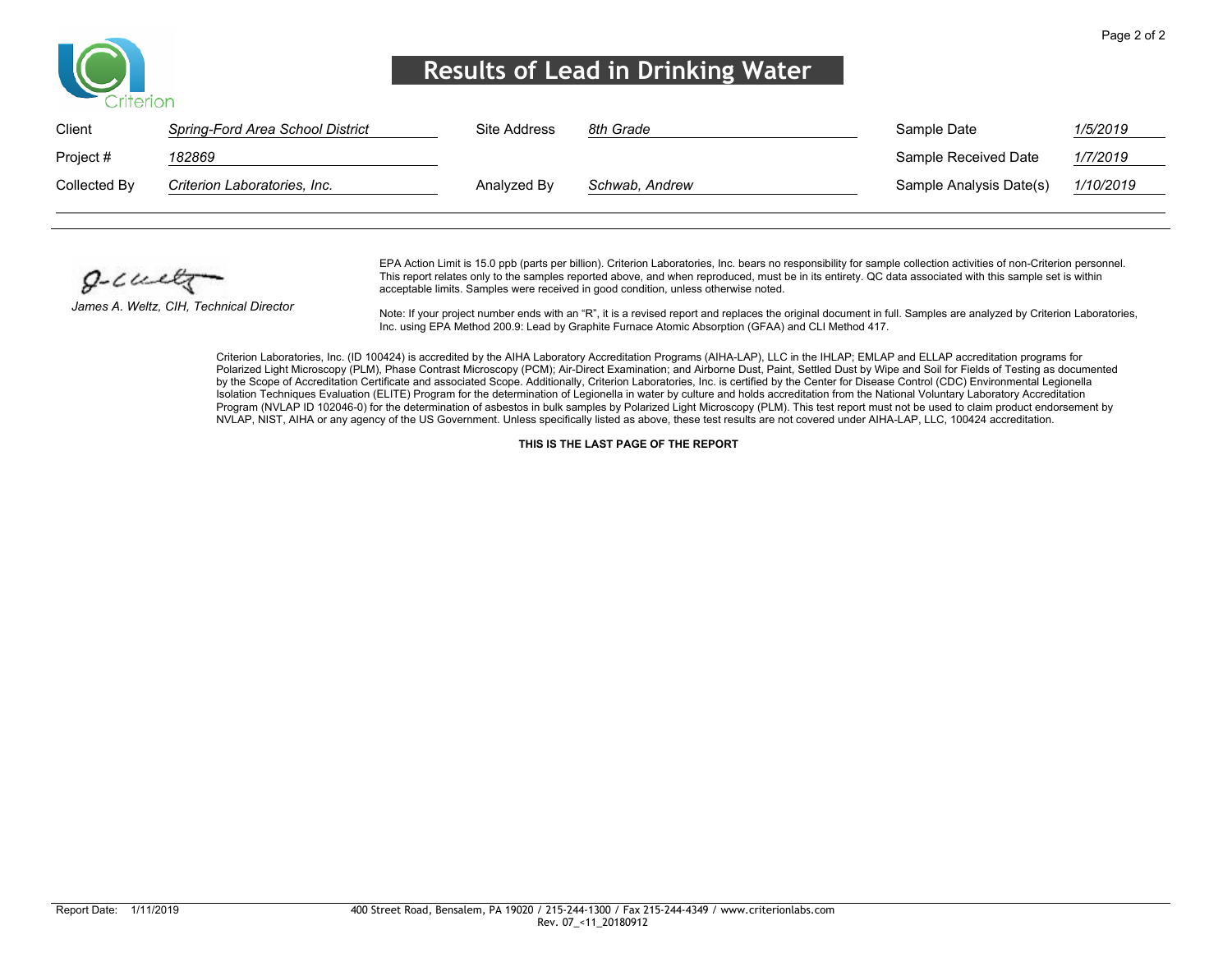Criterion

# Results of Lead in Drinking Water

| | | | | | |
|---|---|---|---|---|---|
| Client | *Spring-Ford Area School District* | Site Address | *8th Grade* | Sample Date | *1/5/2019* |
| Project # | *182869* | | | Sample Received Date | *1/7/2019* |
| Collected By | *Criterion Laboratories, Inc.* | Analyzed By | *Schwab, Andrew* | Sample Analysis Date(s) | *1/10/2019* |

*James A. Weltz, CIH, Technical Director*

EPA Action Limit is 15.0 ppb (parts per billion). Criterion Laboratories, Inc. bears no responsibility for sample collection activities of non-Criterion personnel. This report relates only to the samples reported above, and when reproduced, must be in its entirety. QC data associated with this sample set is within acceptable limits. Samples were received in good condition, unless otherwise noted.

Note: If your project number ends with an "R", it is a revised report and replaces the original document in full. Samples are analyzed by Criterion Laboratories, Inc. using EPA Method 200.9: Lead by Graphite Furnace Atomic Absorption (GFAA) and CLI Method 417.

Criterion Laboratories, Inc. (ID 100424) is accredited by the AIHA Laboratory Accreditation Programs (AIHA-LAP), LLC in the IHLAP; EMLAP and ELLAP accreditation programs for Polarized Light Microscopy (PLM), Phase Contrast Microscopy (PCM); Air-Direct Examination; and Airborne Dust, Paint, Settled Dust by Wipe and Soil for Fields of Testing as documented by the Scope of Accreditation Certificate and associated Scope. Additionally, Criterion Laboratories, Inc. is certified by the Center for Disease Control (CDC) Environmental Legionella Isolation Techniques Evaluation (ELITE) Program for the determination of Legionella in water by culture and holds accreditation from the National Voluntary Laboratory Accreditation Program (NVLAP ID 102046-0) for the determination of asbestos in bulk samples by Polarized Light Microscopy (PLM). This test report must not be used to claim product endorsement by NVLAP, NIST, AIHA or any agency of the US Government. Unless specifically listed as above, these test results are not covered under AIHA-LAP, LLC, 100424 accreditation.

**THIS IS THE LAST PAGE OF THE REPORT**

Report Date: 1/11/2019

400 Street Road, Bensalem, PA 19020 / 215-244-1300 / Fax 215-244-4349 / www.criterionlabs.com
Rev. 07_<11_20180912